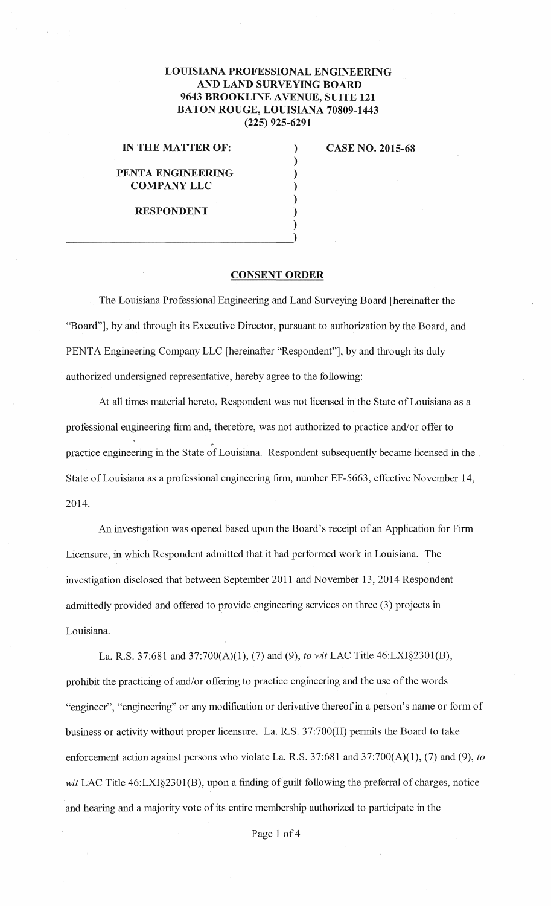**LOUISIANA PROFESSIONAL ENGINEERING AND LAND SURVEYING BOARD**
**9643 BROOKLINE AVENUE, SUITE 121**
**BATON ROUGE, LOUISIANA 70809-1443**
**(225) 925-6291**

| | | |
|---|---|---|
| **IN THE MATTER OF:** | ) | **CASE NO. 2015-68** |
| | ) | |
| **PENTA ENGINEERING COMPANY LLC** | ) | |
| | ) | |
| **RESPONDENT** | ) | |

## CONSENT ORDER

The Louisiana Professional Engineering and Land Surveying Board [hereinafter the "Board"], by and through its Executive Director, pursuant to authorization by the Board, and PENTA Engineering Company LLC [hereinafter "Respondent"], by and through its duly authorized undersigned representative, hereby agree to the following:

At all times material hereto, Respondent was not licensed in the State of Louisiana as a professional engineering firm and, therefore, was not authorized to practice and/or offer to practice engineering in the State of Louisiana. Respondent subsequently became licensed in the State of Louisiana as a professional engineering firm, number EF-5663, effective November 14, 2014.

An investigation was opened based upon the Board's receipt of an Application for Firm Licensure, in which Respondent admitted that it had performed work in Louisiana. The investigation disclosed that between September 2011 and November 13, 2014 Respondent admittedly provided and offered to provide engineering services on three (3) projects in Louisiana.

La. R.S. 37:681 and 37:700(A)(1), (7) and (9), *to wit* LAC Title 46:LXI§2301(B), prohibit the practicing of and/or offering to practice engineering and the use of the words "engineer", "engineering" or any modification or derivative thereof in a person's name or form of business or activity without proper licensure. La. R.S. 37:700(H) permits the Board to take enforcement action against persons who violate La. R.S. 37:681 and 37:700(A)(1), (7) and (9), *to wit* LAC Title 46:LXI§2301(B), upon a finding of guilt following the preferral of charges, notice and hearing and a majority vote of its entire membership authorized to participate in the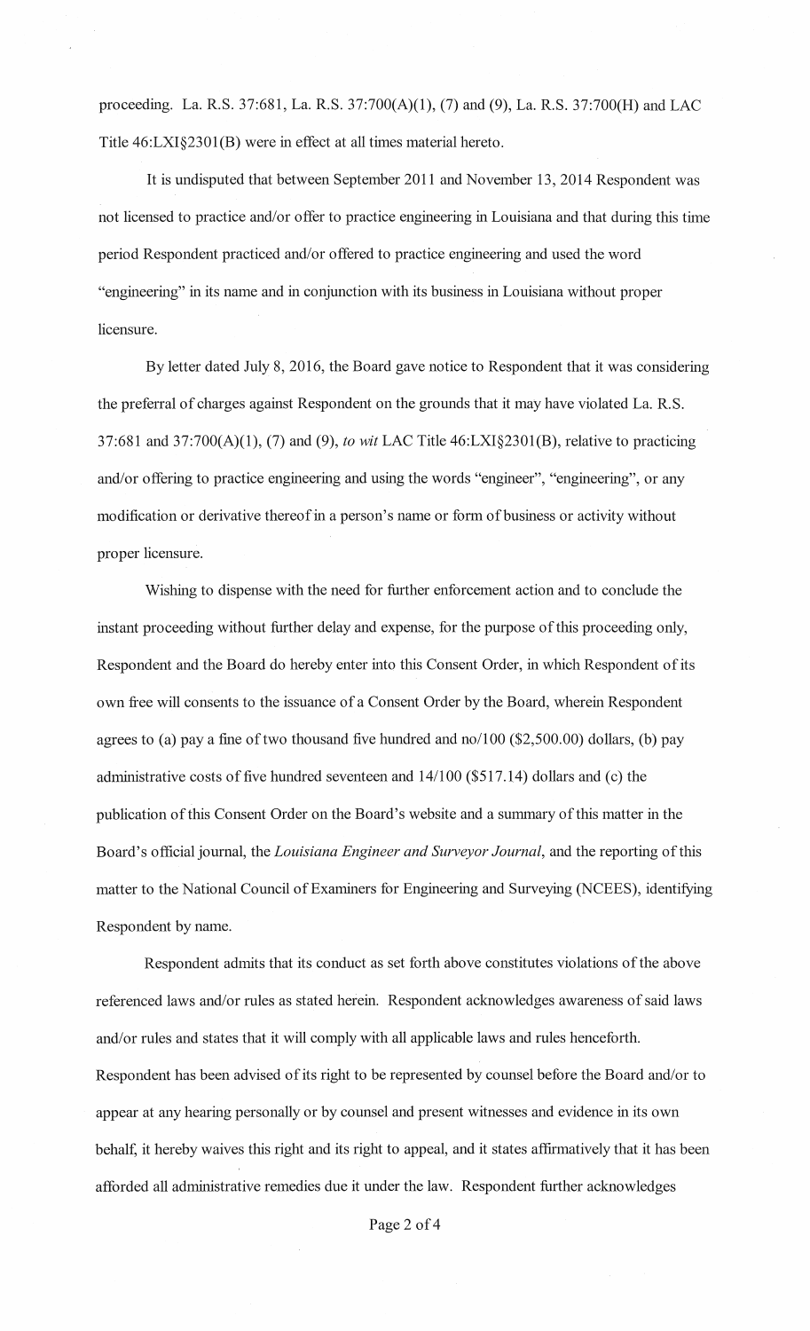proceeding. La. R.S. 37:681, La. R.S. 37:700(A)(1), (7) and (9), La. R.S. 37:700(H) and LAC Title 46:LXI§2301(B) were in effect at all times material hereto.

It is undisputed that between September 2011 and November 13, 2014 Respondent was not licensed to practice and/or offer to practice engineering in Louisiana and that during this time period Respondent practiced and/or offered to practice engineering and used the word "engineering" in its name and in conjunction with its business in Louisiana without proper licensure.

By letter dated July 8, 2016, the Board gave notice to Respondent that it was considering the preferral of charges against Respondent on the grounds that it may have violated La. R.S. 37:681 and 37:700(A)(1), (7) and (9), *to wit* LAC Title 46:LXI§2301(B), relative to practicing and/or offering to practice engineering and using the words "engineer", "engineering", or any modification or derivative thereof in a person's name or form of business or activity without proper licensure.

Wishing to dispense with the need for further enforcement action and to conclude the instant proceeding without further delay and expense, for the purpose of this proceeding only, Respondent and the Board do hereby enter into this Consent Order, in which Respondent of its own free will consents to the issuance of a Consent Order by the Board, wherein Respondent agrees to (a) pay a fine of two thousand five hundred and no/100 ($2,500.00) dollars, (b) pay administrative costs of five hundred seventeen and 14/100 ($517.14) dollars and (c) the publication of this Consent Order on the Board's website and a summary of this matter in the Board's official journal, the *Louisiana Engineer and Surveyor Journal*, and the reporting of this matter to the National Council of Examiners for Engineering and Surveying (NCEES), identifying Respondent by name.

Respondent admits that its conduct as set forth above constitutes violations of the above referenced laws and/or rules as stated herein. Respondent acknowledges awareness of said laws and/or rules and states that it will comply with all applicable laws and rules henceforth. Respondent has been advised of its right to be represented by counsel before the Board and/or to appear at any hearing personally or by counsel and present witnesses and evidence in its own behalf, it hereby waives this right and its right to appeal, and it states affirmatively that it has been afforded all administrative remedies due it under the law. Respondent further acknowledges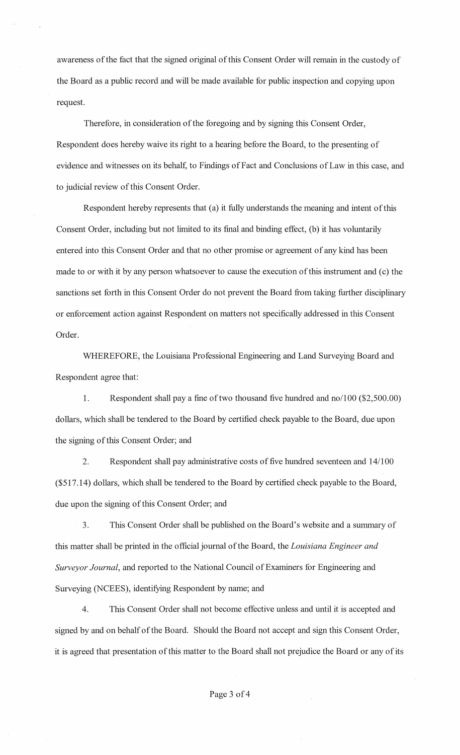awareness of the fact that the signed original of this Consent Order will remain in the custody of the Board as a public record and will be made available for public inspection and copying upon request.

Therefore, in consideration of the foregoing and by signing this Consent Order, Respondent does hereby waive its right to a hearing before the Board, to the presenting of evidence and witnesses on its behalf, to Findings of Fact and Conclusions of Law in this case, and to judicial review of this Consent Order.

Respondent hereby represents that (a) it fully understands the meaning and intent of this Consent Order, including but not limited to its final and binding effect, (b) it has voluntarily entered into this Consent Order and that no other promise or agreement of any kind has been made to or with it by any person whatsoever to cause the execution of this instrument and (c) the sanctions set forth in this Consent Order do not prevent the Board from taking further disciplinary or enforcement action against Respondent on matters not specifically addressed in this Consent Order.

WHEREFORE, the Louisiana Professional Engineering and Land Surveying Board and Respondent agree that:

1. Respondent shall pay a fine of two thousand five hundred and no/100 ($2,500.00) dollars, which shall be tendered to the Board by certified check payable to the Board, due upon the signing of this Consent Order; and

2. Respondent shall pay administrative costs of five hundred seventeen and 14/100 ($517.14) dollars, which shall be tendered to the Board by certified check payable to the Board, due upon the signing of this Consent Order; and

3. This Consent Order shall be published on the Board's website and a summary of this matter shall be printed in the official journal of the Board, the *Louisiana Engineer and Surveyor Journal*, and reported to the National Council of Examiners for Engineering and Surveying (NCEES), identifying Respondent by name; and

4. This Consent Order shall not become effective unless and until it is accepted and signed by and on behalf of the Board. Should the Board not accept and sign this Consent Order, it is agreed that presentation of this matter to the Board shall not prejudice the Board or any of its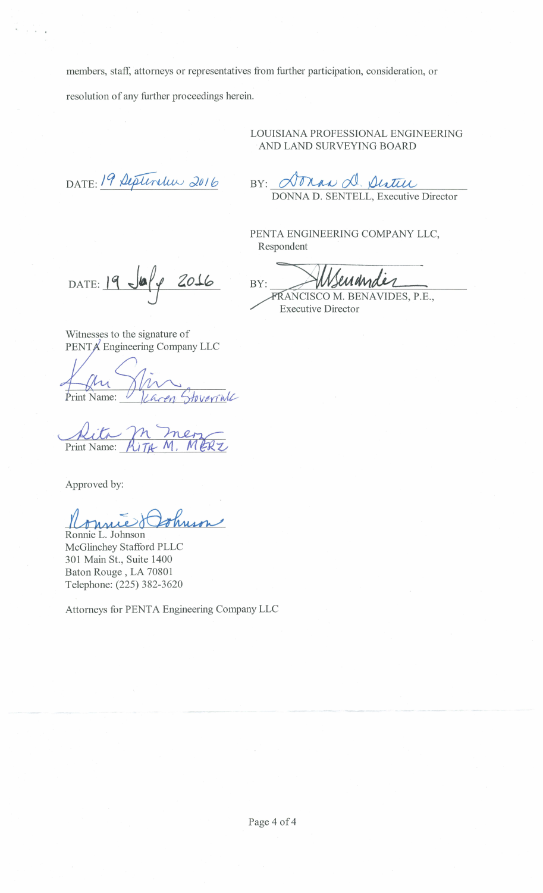members, staff, attorneys or representatives from further participation, consideration, or resolution of any further proceedings herein.

LOUISIANA PROFESSIONAL ENGINEERING AND LAND SURVEYING BOARD

DATE: 19 September 2016

BY: Donna D. Sentell
DONNA D. SENTELL, Executive Director

PENTA ENGINEERING COMPANY LLC, Respondent

DATE: 19 July 2016

BY: Benavides
FRANCISCO M. BENAVIDES, P.E., Executive Director

Witnesses to the signature of PENTA Engineering Company LLC

Print Name: Karen Stoverink

Print Name: RITA M. MERZ

Approved by:

Ronnie L. Johnson
McGlinchey Stafford PLLC
301 Main St., Suite 1400
Baton Rouge , LA 70801
Telephone: (225) 382-3620

Attorneys for PENTA Engineering Company LLC